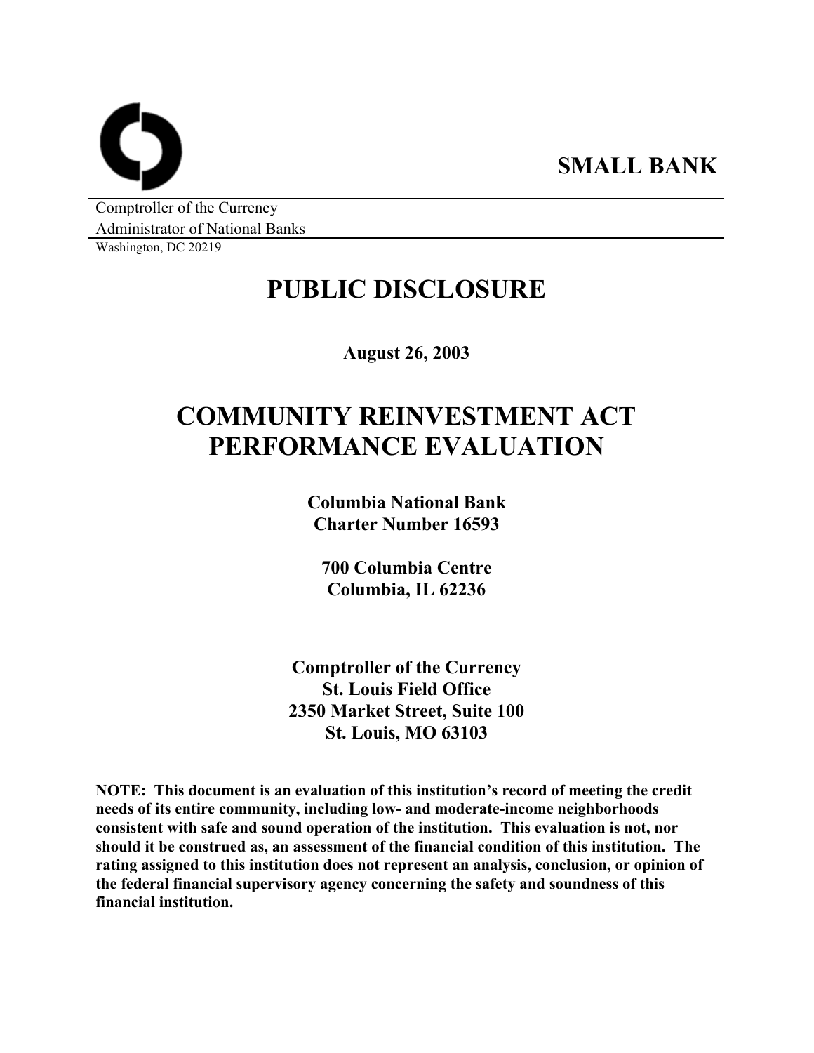**SMALL BANK**

Comptroller of the Currency
Administrator of National Banks
Washington, DC 20219

# PUBLIC DISCLOSURE

**August 26, 2003**

# COMMUNITY REINVESTMENT ACT PERFORMANCE EVALUATION

**Columbia National Bank**
**Charter Number 16593**

**700 Columbia Centre**
**Columbia, IL 62236**

**Comptroller of the Currency**
**St. Louis Field Office**
**2350 Market Street, Suite 100**
**St. Louis, MO 63103**

**NOTE: This document is an evaluation of this institution's record of meeting the credit needs of its entire community, including low- and moderate-income neighborhoods consistent with safe and sound operation of the institution. This evaluation is not, nor should it be construed as, an assessment of the financial condition of this institution. The rating assigned to this institution does not represent an analysis, conclusion, or opinion of the federal financial supervisory agency concerning the safety and soundness of this financial institution.**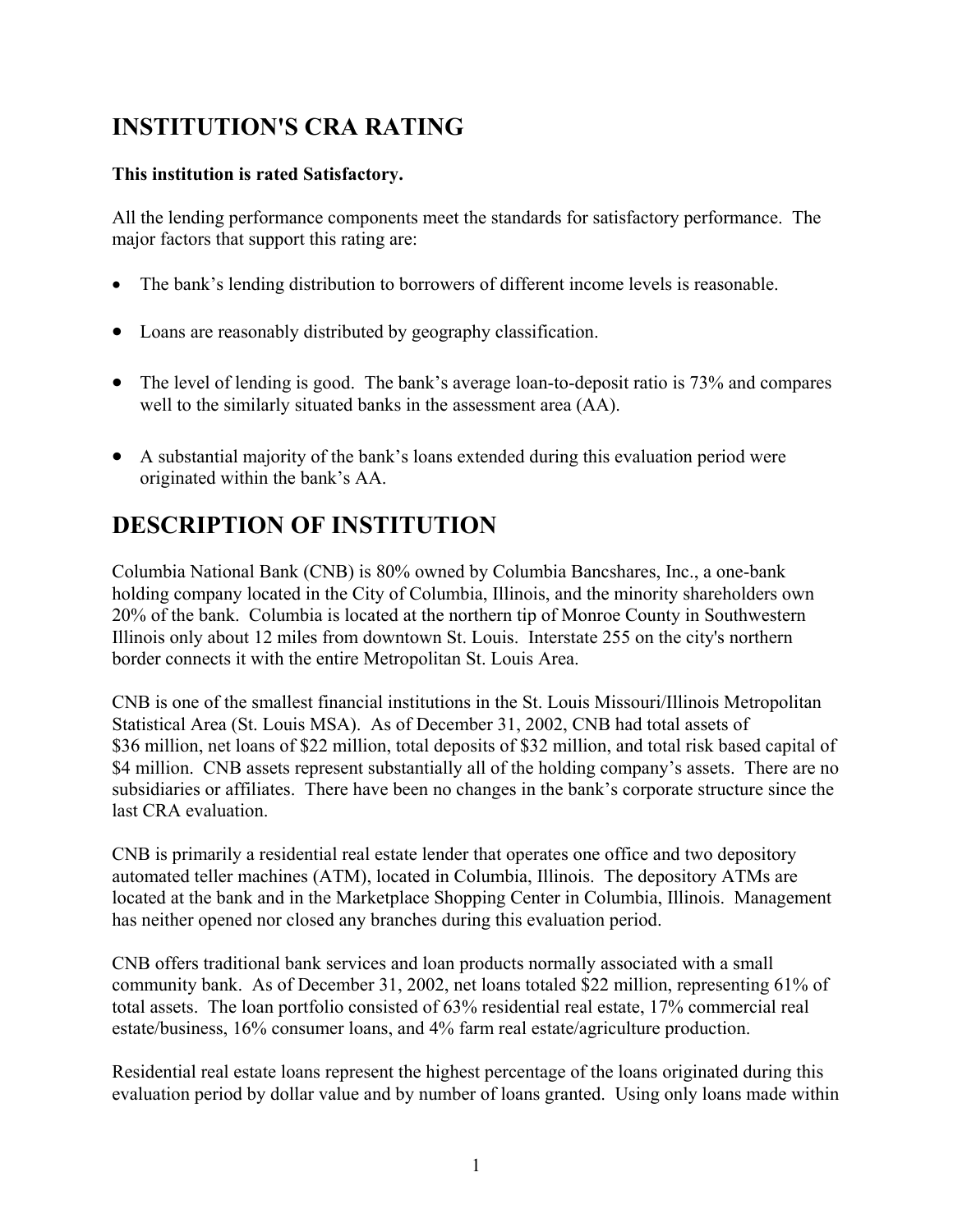# INSTITUTION'S CRA RATING

**This institution is rated Satisfactory.**

All the lending performance components meet the standards for satisfactory performance. The major factors that support this rating are:

- The bank's lending distribution to borrowers of different income levels is reasonable.
- Loans are reasonably distributed by geography classification.
- The level of lending is good. The bank's average loan-to-deposit ratio is 73% and compares well to the similarly situated banks in the assessment area (AA).
- A substantial majority of the bank's loans extended during this evaluation period were originated within the bank's AA.

# DESCRIPTION OF INSTITUTION

Columbia National Bank (CNB) is 80% owned by Columbia Bancshares, Inc., a one-bank holding company located in the City of Columbia, Illinois, and the minority shareholders own 20% of the bank. Columbia is located at the northern tip of Monroe County in Southwestern Illinois only about 12 miles from downtown St. Louis. Interstate 255 on the city's northern border connects it with the entire Metropolitan St. Louis Area.

CNB is one of the smallest financial institutions in the St. Louis Missouri/Illinois Metropolitan Statistical Area (St. Louis MSA). As of December 31, 2002, CNB had total assets of $36 million, net loans of $22 million, total deposits of $32 million, and total risk based capital of $4 million. CNB assets represent substantially all of the holding company's assets. There are no subsidiaries or affiliates. There have been no changes in the bank's corporate structure since the last CRA evaluation.

CNB is primarily a residential real estate lender that operates one office and two depository automated teller machines (ATM), located in Columbia, Illinois. The depository ATMs are located at the bank and in the Marketplace Shopping Center in Columbia, Illinois. Management has neither opened nor closed any branches during this evaluation period.

CNB offers traditional bank services and loan products normally associated with a small community bank. As of December 31, 2002, net loans totaled $22 million, representing 61% of total assets. The loan portfolio consisted of 63% residential real estate, 17% commercial real estate/business, 16% consumer loans, and 4% farm real estate/agriculture production.

Residential real estate loans represent the highest percentage of the loans originated during this evaluation period by dollar value and by number of loans granted. Using only loans made within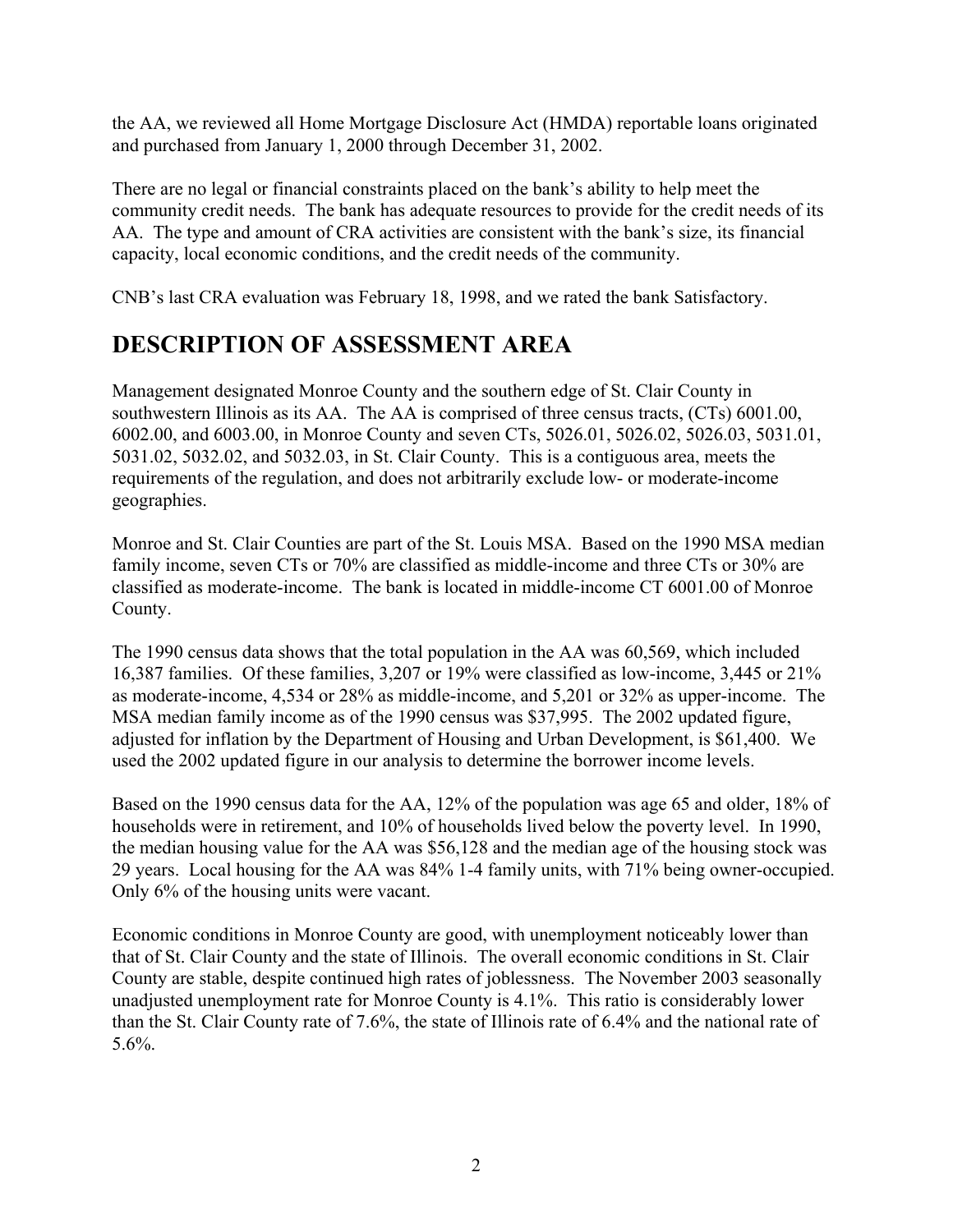the AA, we reviewed all Home Mortgage Disclosure Act (HMDA) reportable loans originated and purchased from January 1, 2000 through December 31, 2002.

There are no legal or financial constraints placed on the bank's ability to help meet the community credit needs. The bank has adequate resources to provide for the credit needs of its AA. The type and amount of CRA activities are consistent with the bank's size, its financial capacity, local economic conditions, and the credit needs of the community.

CNB's last CRA evaluation was February 18, 1998, and we rated the bank Satisfactory.

# DESCRIPTION OF ASSESSMENT AREA

Management designated Monroe County and the southern edge of St. Clair County in southwestern Illinois as its AA. The AA is comprised of three census tracts, (CTs) 6001.00, 6002.00, and 6003.00, in Monroe County and seven CTs, 5026.01, 5026.02, 5026.03, 5031.01, 5031.02, 5032.02, and 5032.03, in St. Clair County. This is a contiguous area, meets the requirements of the regulation, and does not arbitrarily exclude low- or moderate-income geographies.

Monroe and St. Clair Counties are part of the St. Louis MSA. Based on the 1990 MSA median family income, seven CTs or 70% are classified as middle-income and three CTs or 30% are classified as moderate-income. The bank is located in middle-income CT 6001.00 of Monroe County.

The 1990 census data shows that the total population in the AA was 60,569, which included 16,387 families. Of these families, 3,207 or 19% were classified as low-income, 3,445 or 21% as moderate-income, 4,534 or 28% as middle-income, and 5,201 or 32% as upper-income. The MSA median family income as of the 1990 census was $37,995. The 2002 updated figure, adjusted for inflation by the Department of Housing and Urban Development, is $61,400. We used the 2002 updated figure in our analysis to determine the borrower income levels.

Based on the 1990 census data for the AA, 12% of the population was age 65 and older, 18% of households were in retirement, and 10% of households lived below the poverty level. In 1990, the median housing value for the AA was $56,128 and the median age of the housing stock was 29 years. Local housing for the AA was 84% 1-4 family units, with 71% being owner-occupied. Only 6% of the housing units were vacant.

Economic conditions in Monroe County are good, with unemployment noticeably lower than that of St. Clair County and the state of Illinois. The overall economic conditions in St. Clair County are stable, despite continued high rates of joblessness. The November 2003 seasonally unadjusted unemployment rate for Monroe County is 4.1%. This ratio is considerably lower than the St. Clair County rate of 7.6%, the state of Illinois rate of 6.4% and the national rate of 5.6%.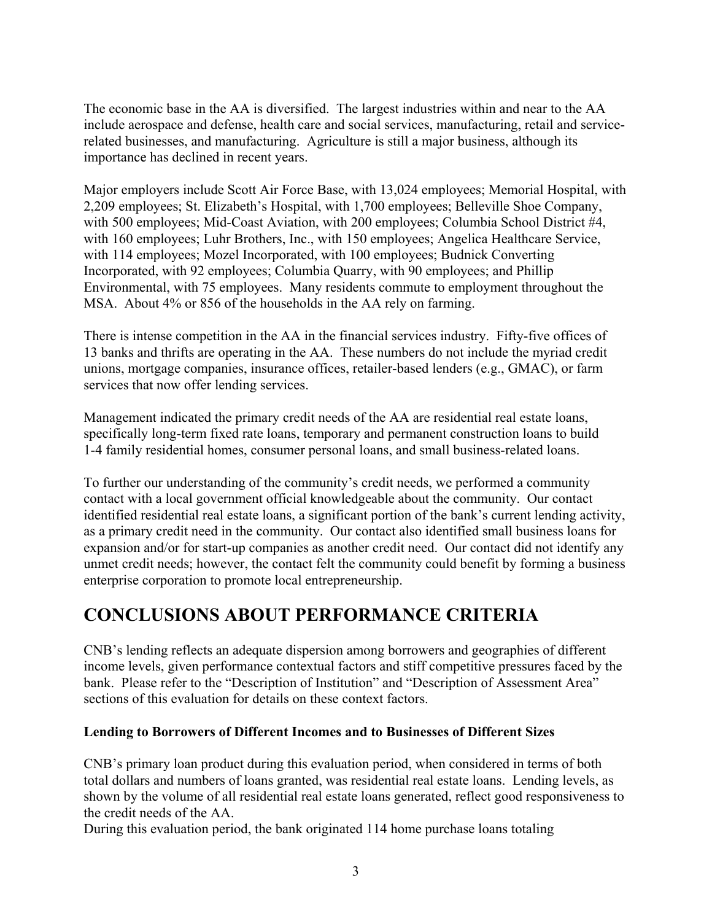The economic base in the AA is diversified. The largest industries within and near to the AA include aerospace and defense, health care and social services, manufacturing, retail and service-related businesses, and manufacturing. Agriculture is still a major business, although its importance has declined in recent years.

Major employers include Scott Air Force Base, with 13,024 employees; Memorial Hospital, with 2,209 employees; St. Elizabeth's Hospital, with 1,700 employees; Belleville Shoe Company, with 500 employees; Mid-Coast Aviation, with 200 employees; Columbia School District #4, with 160 employees; Luhr Brothers, Inc., with 150 employees; Angelica Healthcare Service, with 114 employees; Mozel Incorporated, with 100 employees; Budnick Converting Incorporated, with 92 employees; Columbia Quarry, with 90 employees; and Phillip Environmental, with 75 employees. Many residents commute to employment throughout the MSA. About 4% or 856 of the households in the AA rely on farming.

There is intense competition in the AA in the financial services industry. Fifty-five offices of 13 banks and thrifts are operating in the AA. These numbers do not include the myriad credit unions, mortgage companies, insurance offices, retailer-based lenders (e.g., GMAC), or farm services that now offer lending services.

Management indicated the primary credit needs of the AA are residential real estate loans, specifically long-term fixed rate loans, temporary and permanent construction loans to build 1-4 family residential homes, consumer personal loans, and small business-related loans.

To further our understanding of the community's credit needs, we performed a community contact with a local government official knowledgeable about the community. Our contact identified residential real estate loans, a significant portion of the bank's current lending activity, as a primary credit need in the community. Our contact also identified small business loans for expansion and/or for start-up companies as another credit need. Our contact did not identify any unmet credit needs; however, the contact felt the community could benefit by forming a business enterprise corporation to promote local entrepreneurship.

# CONCLUSIONS ABOUT PERFORMANCE CRITERIA

CNB's lending reflects an adequate dispersion among borrowers and geographies of different income levels, given performance contextual factors and stiff competitive pressures faced by the bank. Please refer to the "Description of Institution" and "Description of Assessment Area" sections of this evaluation for details on these context factors.

**Lending to Borrowers of Different Incomes and to Businesses of Different Sizes**

CNB's primary loan product during this evaluation period, when considered in terms of both total dollars and numbers of loans granted, was residential real estate loans. Lending levels, as shown by the volume of all residential real estate loans generated, reflect good responsiveness to the credit needs of the AA.

During this evaluation period, the bank originated 114 home purchase loans totaling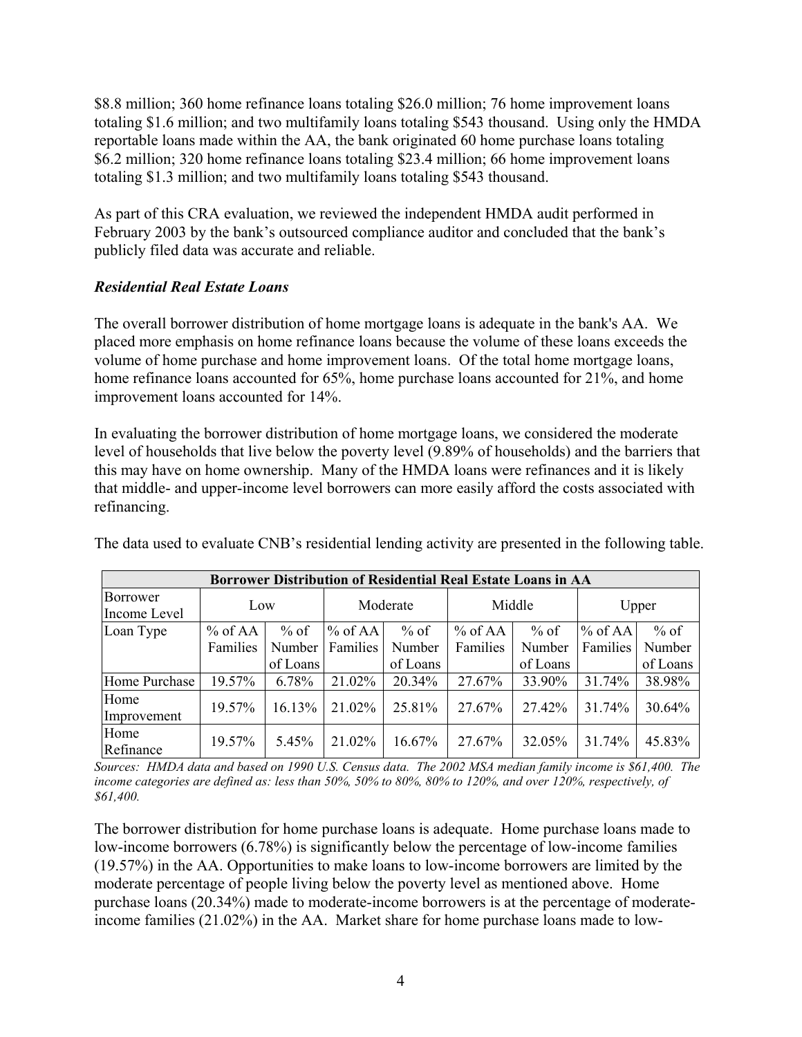$8.8 million; 360 home refinance loans totaling $26.0 million; 76 home improvement loans totaling $1.6 million; and two multifamily loans totaling $543 thousand. Using only the HMDA reportable loans made within the AA, the bank originated 60 home purchase loans totaling $6.2 million; 320 home refinance loans totaling $23.4 million; 66 home improvement loans totaling $1.3 million; and two multifamily loans totaling $543 thousand.

As part of this CRA evaluation, we reviewed the independent HMDA audit performed in February 2003 by the bank's outsourced compliance auditor and concluded that the bank's publicly filed data was accurate and reliable.

### *Residential Real Estate Loans*

The overall borrower distribution of home mortgage loans is adequate in the bank's AA. We placed more emphasis on home refinance loans because the volume of these loans exceeds the volume of home purchase and home improvement loans. Of the total home mortgage loans, home refinance loans accounted for 65%, home purchase loans accounted for 21%, and home improvement loans accounted for 14%.

In evaluating the borrower distribution of home mortgage loans, we considered the moderate level of households that live below the poverty level (9.89% of households) and the barriers that this may have on home ownership. Many of the HMDA loans were refinances and it is likely that middle- and upper-income level borrowers can more easily afford the costs associated with refinancing.

The data used to evaluate CNB's residential lending activity are presented in the following table.

| Borrower Distribution of Residential Real Estate Loans in AA | | | | | | | | |
|---|---|---|---|---|---|---|---|---|
| Borrower Income Level | Low | | Moderate | | Middle | | Upper | |
| Loan Type | % of AA Families | % of Number of Loans | % of AA Families | % of Number of Loans | % of AA Families | % of Number of Loans | % of AA Families | % of Number of Loans |
| Home Purchase | 19.57% | 6.78% | 21.02% | 20.34% | 27.67% | 33.90% | 31.74% | 38.98% |
| Home Improvement | 19.57% | 16.13% | 21.02% | 25.81% | 27.67% | 27.42% | 31.74% | 30.64% |
| Home Refinance | 19.57% | 5.45% | 21.02% | 16.67% | 27.67% | 32.05% | 31.74% | 45.83% |

*Sources: HMDA data and based on 1990 U.S. Census data. The 2002 MSA median family income is $61,400. The income categories are defined as: less than 50%, 50% to 80%, 80% to 120%, and over 120%, respectively, of $61,400.*

The borrower distribution for home purchase loans is adequate. Home purchase loans made to low-income borrowers (6.78%) is significantly below the percentage of low-income families (19.57%) in the AA. Opportunities to make loans to low-income borrowers are limited by the moderate percentage of people living below the poverty level as mentioned above. Home purchase loans (20.34%) made to moderate-income borrowers is at the percentage of moderate-income families (21.02%) in the AA. Market share for home purchase loans made to low-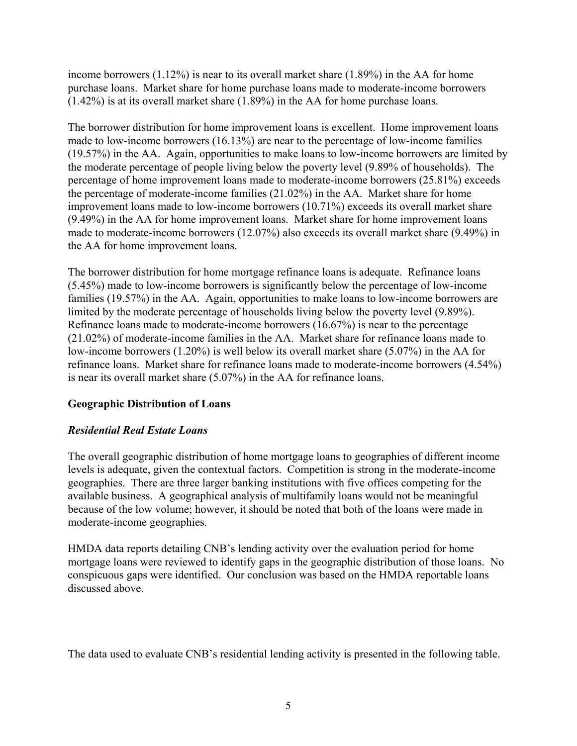income borrowers (1.12%) is near to its overall market share (1.89%) in the AA for home purchase loans. Market share for home purchase loans made to moderate-income borrowers (1.42%) is at its overall market share (1.89%) in the AA for home purchase loans.

The borrower distribution for home improvement loans is excellent. Home improvement loans made to low-income borrowers (16.13%) are near to the percentage of low-income families (19.57%) in the AA. Again, opportunities to make loans to low-income borrowers are limited by the moderate percentage of people living below the poverty level (9.89% of households). The percentage of home improvement loans made to moderate-income borrowers (25.81%) exceeds the percentage of moderate-income families (21.02%) in the AA. Market share for home improvement loans made to low-income borrowers (10.71%) exceeds its overall market share (9.49%) in the AA for home improvement loans. Market share for home improvement loans made to moderate-income borrowers (12.07%) also exceeds its overall market share (9.49%) in the AA for home improvement loans.

The borrower distribution for home mortgage refinance loans is adequate. Refinance loans (5.45%) made to low-income borrowers is significantly below the percentage of low-income families (19.57%) in the AA. Again, opportunities to make loans to low-income borrowers are limited by the moderate percentage of households living below the poverty level (9.89%). Refinance loans made to moderate-income borrowers (16.67%) is near to the percentage (21.02%) of moderate-income families in the AA. Market share for refinance loans made to low-income borrowers (1.20%) is well below its overall market share (5.07%) in the AA for refinance loans. Market share for refinance loans made to moderate-income borrowers (4.54%) is near its overall market share (5.07%) in the AA for refinance loans.

**Geographic Distribution of Loans**

***Residential Real Estate Loans***

The overall geographic distribution of home mortgage loans to geographies of different income levels is adequate, given the contextual factors. Competition is strong in the moderate-income geographies. There are three larger banking institutions with five offices competing for the available business. A geographical analysis of multifamily loans would not be meaningful because of the low volume; however, it should be noted that both of the loans were made in moderate-income geographies.

HMDA data reports detailing CNB's lending activity over the evaluation period for home mortgage loans were reviewed to identify gaps in the geographic distribution of those loans. No conspicuous gaps were identified. Our conclusion was based on the HMDA reportable loans discussed above.

The data used to evaluate CNB's residential lending activity is presented in the following table.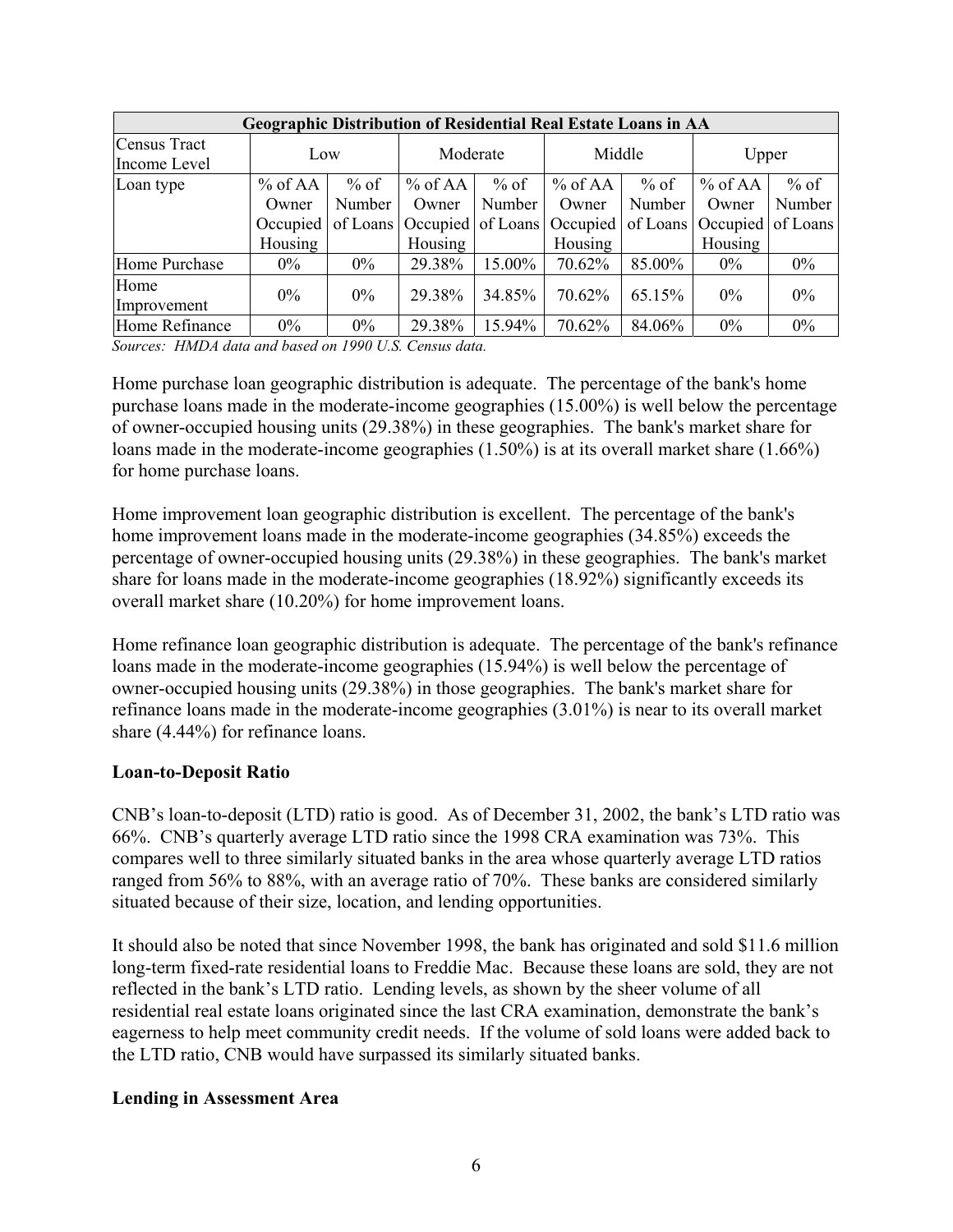| Geographic Distribution of Residential Real Estate Loans in AA | | | | | | | | |
|---|---|---|---|---|---|---|---|---|
| Census Tract Income Level | Low | | Moderate | | Middle | | Upper | |
| Loan type | % of AA Owner Occupied Housing | % of Number of Loans | % of AA Owner Occupied Housing | % of Number of Loans | % of AA Owner Occupied Housing | % of Number of Loans | % of AA Owner Occupied Housing | % of Number of Loans |
| Home Purchase | 0% | 0% | 29.38% | 15.00% | 70.62% | 85.00% | 0% | 0% |
| Home Improvement | 0% | 0% | 29.38% | 34.85% | 70.62% | 65.15% | 0% | 0% |
| Home Refinance | 0% | 0% | 29.38% | 15.94% | 70.62% | 84.06% | 0% | 0% |

*Sources: HMDA data and based on 1990 U.S. Census data.*

Home purchase loan geographic distribution is adequate. The percentage of the bank's home purchase loans made in the moderate-income geographies (15.00%) is well below the percentage of owner-occupied housing units (29.38%) in these geographies. The bank's market share for loans made in the moderate-income geographies (1.50%) is at its overall market share (1.66%) for home purchase loans.

Home improvement loan geographic distribution is excellent. The percentage of the bank's home improvement loans made in the moderate-income geographies (34.85%) exceeds the percentage of owner-occupied housing units (29.38%) in these geographies. The bank's market share for loans made in the moderate-income geographies (18.92%) significantly exceeds its overall market share (10.20%) for home improvement loans.

Home refinance loan geographic distribution is adequate. The percentage of the bank's refinance loans made in the moderate-income geographies (15.94%) is well below the percentage of owner-occupied housing units (29.38%) in those geographies. The bank's market share for refinance loans made in the moderate-income geographies (3.01%) is near to its overall market share (4.44%) for refinance loans.

**Loan-to-Deposit Ratio**

CNB's loan-to-deposit (LTD) ratio is good. As of December 31, 2002, the bank's LTD ratio was 66%. CNB's quarterly average LTD ratio since the 1998 CRA examination was 73%. This compares well to three similarly situated banks in the area whose quarterly average LTD ratios ranged from 56% to 88%, with an average ratio of 70%. These banks are considered similarly situated because of their size, location, and lending opportunities.

It should also be noted that since November 1998, the bank has originated and sold $11.6 million long-term fixed-rate residential loans to Freddie Mac. Because these loans are sold, they are not reflected in the bank's LTD ratio. Lending levels, as shown by the sheer volume of all residential real estate loans originated since the last CRA examination, demonstrate the bank's eagerness to help meet community credit needs. If the volume of sold loans were added back to the LTD ratio, CNB would have surpassed its similarly situated banks.

**Lending in Assessment Area**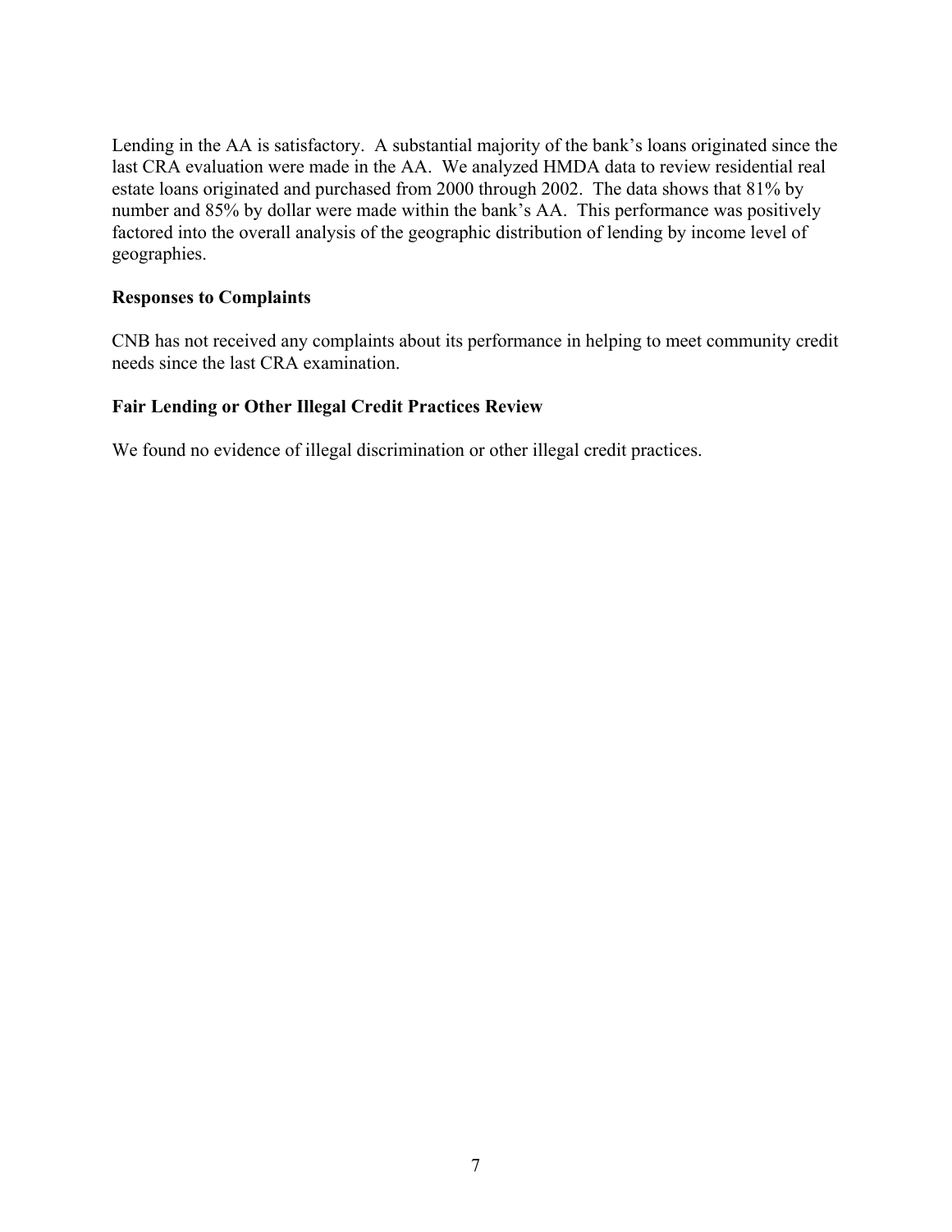Lending in the AA is satisfactory. A substantial majority of the bank's loans originated since the last CRA evaluation were made in the AA. We analyzed HMDA data to review residential real estate loans originated and purchased from 2000 through 2002. The data shows that 81% by number and 85% by dollar were made within the bank's AA. This performance was positively factored into the overall analysis of the geographic distribution of lending by income level of geographies.

### Responses to Complaints

CNB has not received any complaints about its performance in helping to meet community credit needs since the last CRA examination.

### Fair Lending or Other Illegal Credit Practices Review

We found no evidence of illegal discrimination or other illegal credit practices.